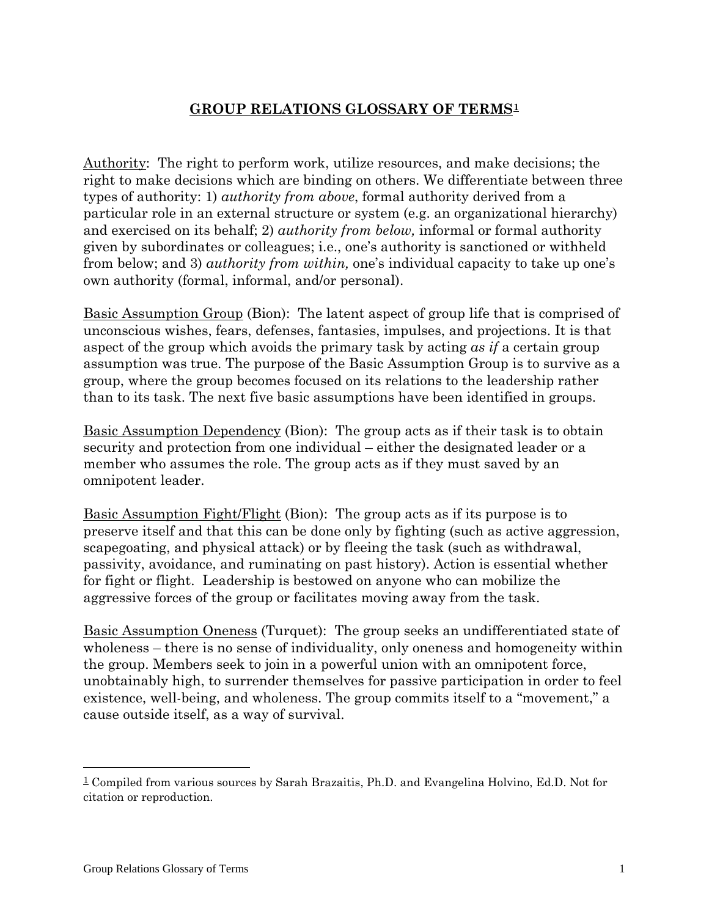# GROUP RELATIONS GLOSSARY OF TERMS[1]

Authority: The right to perform work, utilize resources, and make decisions; the right to make decisions which are binding on others. We differentiate between three types of authority: 1) *authority from above*, formal authority derived from a particular role in an external structure or system (e.g. an organizational hierarchy) and exercised on its behalf; 2) *authority from below,* informal or formal authority given by subordinates or colleagues; i.e., one's authority is sanctioned or withheld from below; and 3) *authority from within,* one's individual capacity to take up one's own authority (formal, informal, and/or personal).

Basic Assumption Group (Bion): The latent aspect of group life that is comprised of unconscious wishes, fears, defenses, fantasies, impulses, and projections. It is that aspect of the group which avoids the primary task by acting *as if* a certain group assumption was true. The purpose of the Basic Assumption Group is to survive as a group, where the group becomes focused on its relations to the leadership rather than to its task. The next five basic assumptions have been identified in groups.

Basic Assumption Dependency (Bion): The group acts as if their task is to obtain security and protection from one individual – either the designated leader or a member who assumes the role. The group acts as if they must saved by an omnipotent leader.

Basic Assumption Fight/Flight (Bion): The group acts as if its purpose is to preserve itself and that this can be done only by fighting (such as active aggression, scapegoating, and physical attack) or by fleeing the task (such as withdrawal, passivity, avoidance, and ruminating on past history). Action is essential whether for fight or flight. Leadership is bestowed on anyone who can mobilize the aggressive forces of the group or facilitates moving away from the task.

Basic Assumption Oneness (Turquet): The group seeks an undifferentiated state of wholeness – there is no sense of individuality, only oneness and homogeneity within the group. Members seek to join in a powerful union with an omnipotent force, unobtainably high, to surrender themselves for passive participation in order to feel existence, well-being, and wholeness. The group commits itself to a "movement," a cause outside itself, as a way of survival.

---

[1] Compiled from various sources by Sarah Brazaitis, Ph.D. and Evangelina Holvino, Ed.D. Not for citation or reproduction.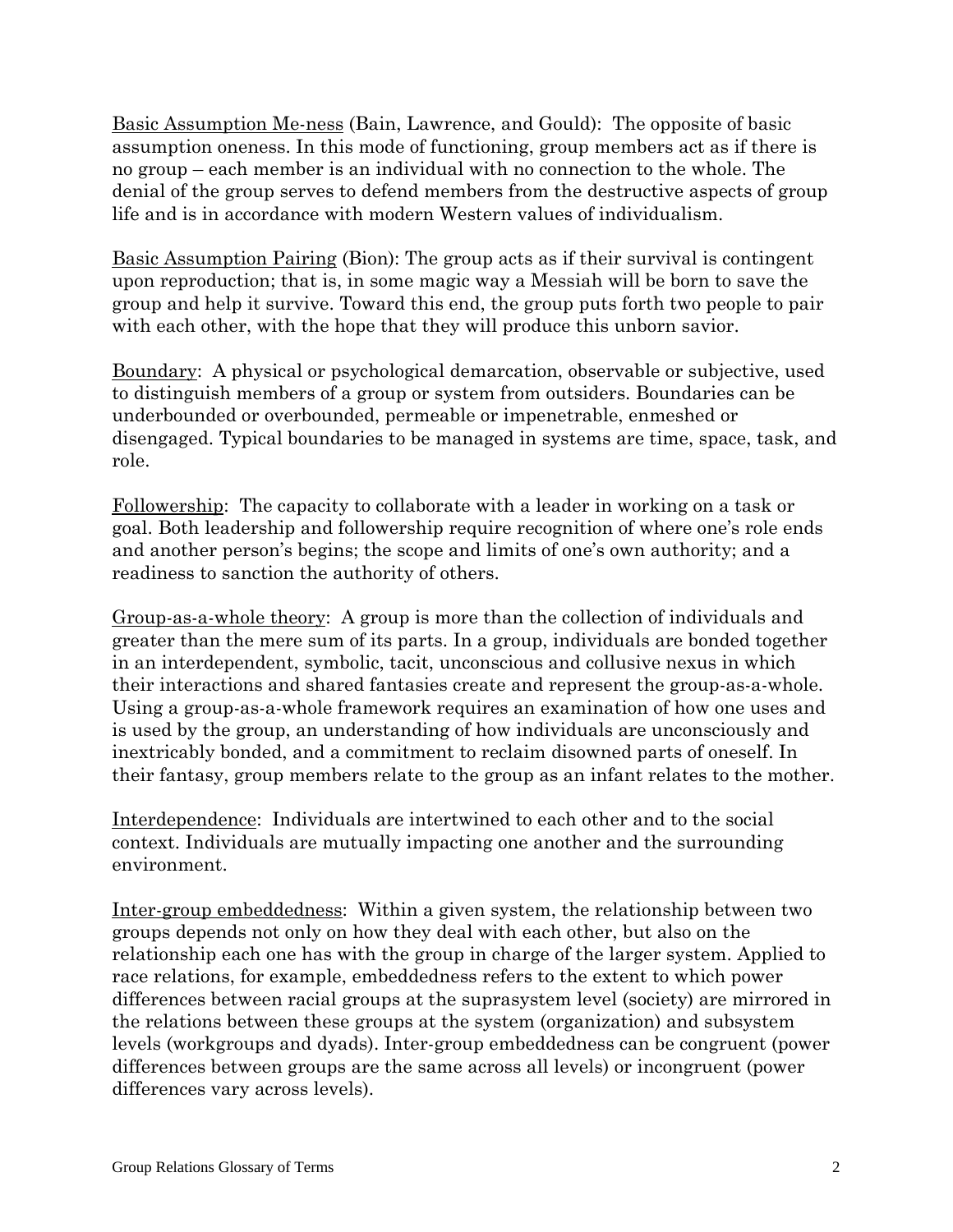Basic Assumption Me-ness (Bain, Lawrence, and Gould): The opposite of basic assumption oneness. In this mode of functioning, group members act as if there is no group – each member is an individual with no connection to the whole. The denial of the group serves to defend members from the destructive aspects of group life and is in accordance with modern Western values of individualism.

Basic Assumption Pairing (Bion): The group acts as if their survival is contingent upon reproduction; that is, in some magic way a Messiah will be born to save the group and help it survive. Toward this end, the group puts forth two people to pair with each other, with the hope that they will produce this unborn savior.

Boundary: A physical or psychological demarcation, observable or subjective, used to distinguish members of a group or system from outsiders. Boundaries can be underbounded or overbounded, permeable or impenetrable, enmeshed or disengaged. Typical boundaries to be managed in systems are time, space, task, and role.

Followership: The capacity to collaborate with a leader in working on a task or goal. Both leadership and followership require recognition of where one's role ends and another person's begins; the scope and limits of one's own authority; and a readiness to sanction the authority of others.

Group-as-a-whole theory: A group is more than the collection of individuals and greater than the mere sum of its parts. In a group, individuals are bonded together in an interdependent, symbolic, tacit, unconscious and collusive nexus in which their interactions and shared fantasies create and represent the group-as-a-whole. Using a group-as-a-whole framework requires an examination of how one uses and is used by the group, an understanding of how individuals are unconsciously and inextricably bonded, and a commitment to reclaim disowned parts of oneself. In their fantasy, group members relate to the group as an infant relates to the mother.

Interdependence: Individuals are intertwined to each other and to the social context. Individuals are mutually impacting one another and the surrounding environment.

Inter-group embeddedness: Within a given system, the relationship between two groups depends not only on how they deal with each other, but also on the relationship each one has with the group in charge of the larger system. Applied to race relations, for example, embeddedness refers to the extent to which power differences between racial groups at the suprasystem level (society) are mirrored in the relations between these groups at the system (organization) and subsystem levels (workgroups and dyads). Inter-group embeddedness can be congruent (power differences between groups are the same across all levels) or incongruent (power differences vary across levels).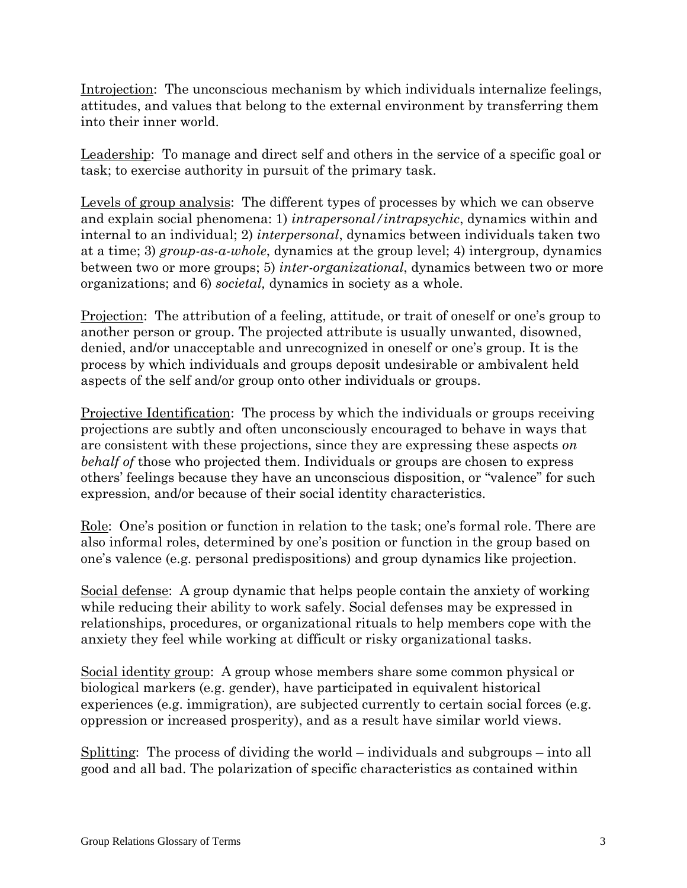<u>Introjection</u>: The unconscious mechanism by which individuals internalize feelings, attitudes, and values that belong to the external environment by transferring them into their inner world.

<u>Leadership</u>: To manage and direct self and others in the service of a specific goal or task; to exercise authority in pursuit of the primary task.

<u>Levels of group analysis</u>: The different types of processes by which we can observe and explain social phenomena: 1) *intrapersonal/intrapsychic*, dynamics within and internal to an individual; 2) *interpersonal*, dynamics between individuals taken two at a time; 3) *group-as-a-whole*, dynamics at the group level; 4) intergroup, dynamics between two or more groups; 5) *inter-organizational*, dynamics between two or more organizations; and 6) *societal,* dynamics in society as a whole.

<u>Projection</u>: The attribution of a feeling, attitude, or trait of oneself or one's group to another person or group. The projected attribute is usually unwanted, disowned, denied, and/or unacceptable and unrecognized in oneself or one's group. It is the process by which individuals and groups deposit undesirable or ambivalent held aspects of the self and/or group onto other individuals or groups.

<u>Projective Identification</u>: The process by which the individuals or groups receiving projections are subtly and often unconsciously encouraged to behave in ways that are consistent with these projections, since they are expressing these aspects *on behalf of* those who projected them. Individuals or groups are chosen to express others' feelings because they have an unconscious disposition, or "valence" for such expression, and/or because of their social identity characteristics.

<u>Role</u>: One's position or function in relation to the task; one's formal role. There are also informal roles, determined by one's position or function in the group based on one's valence (e.g. personal predispositions) and group dynamics like projection.

<u>Social defense</u>: A group dynamic that helps people contain the anxiety of working while reducing their ability to work safely. Social defenses may be expressed in relationships, procedures, or organizational rituals to help members cope with the anxiety they feel while working at difficult or risky organizational tasks.

<u>Social identity group</u>: A group whose members share some common physical or biological markers (e.g. gender), have participated in equivalent historical experiences (e.g. immigration), are subjected currently to certain social forces (e.g. oppression or increased prosperity), and as a result have similar world views.

<u>Splitting</u>: The process of dividing the world – individuals and subgroups – into all good and all bad. The polarization of specific characteristics as contained within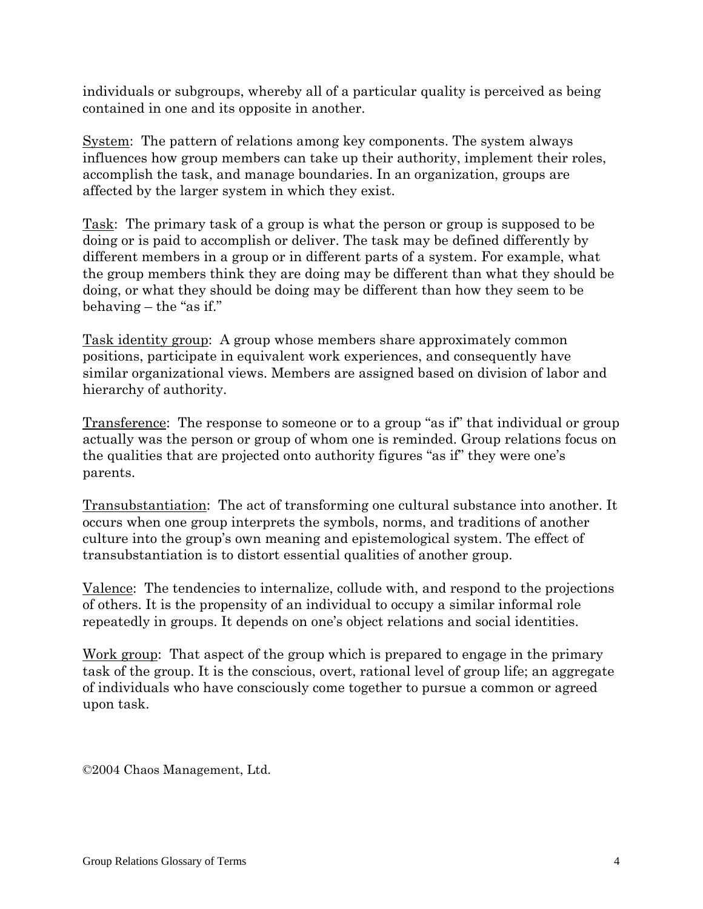individuals or subgroups, whereby all of a particular quality is perceived as being contained in one and its opposite in another.

<u>System</u>: The pattern of relations among key components. The system always influences how group members can take up their authority, implement their roles, accomplish the task, and manage boundaries. In an organization, groups are affected by the larger system in which they exist.

<u>Task</u>: The primary task of a group is what the person or group is supposed to be doing or is paid to accomplish or deliver. The task may be defined differently by different members in a group or in different parts of a system. For example, what the group members think they are doing may be different than what they should be doing, or what they should be doing may be different than how they seem to be behaving – the "as if."

<u>Task identity group</u>: A group whose members share approximately common positions, participate in equivalent work experiences, and consequently have similar organizational views. Members are assigned based on division of labor and hierarchy of authority.

<u>Transference</u>: The response to someone or to a group "as if" that individual or group actually was the person or group of whom one is reminded. Group relations focus on the qualities that are projected onto authority figures "as if" they were one's parents.

<u>Transubstantiation</u>: The act of transforming one cultural substance into another. It occurs when one group interprets the symbols, norms, and traditions of another culture into the group's own meaning and epistemological system. The effect of transubstantiation is to distort essential qualities of another group.

<u>Valence</u>: The tendencies to internalize, collude with, and respond to the projections of others. It is the propensity of an individual to occupy a similar informal role repeatedly in groups. It depends on one's object relations and social identities.

<u>Work group</u>: That aspect of the group which is prepared to engage in the primary task of the group. It is the conscious, overt, rational level of group life; an aggregate of individuals who have consciously come together to pursue a common or agreed upon task.

©2004 Chaos Management, Ltd.